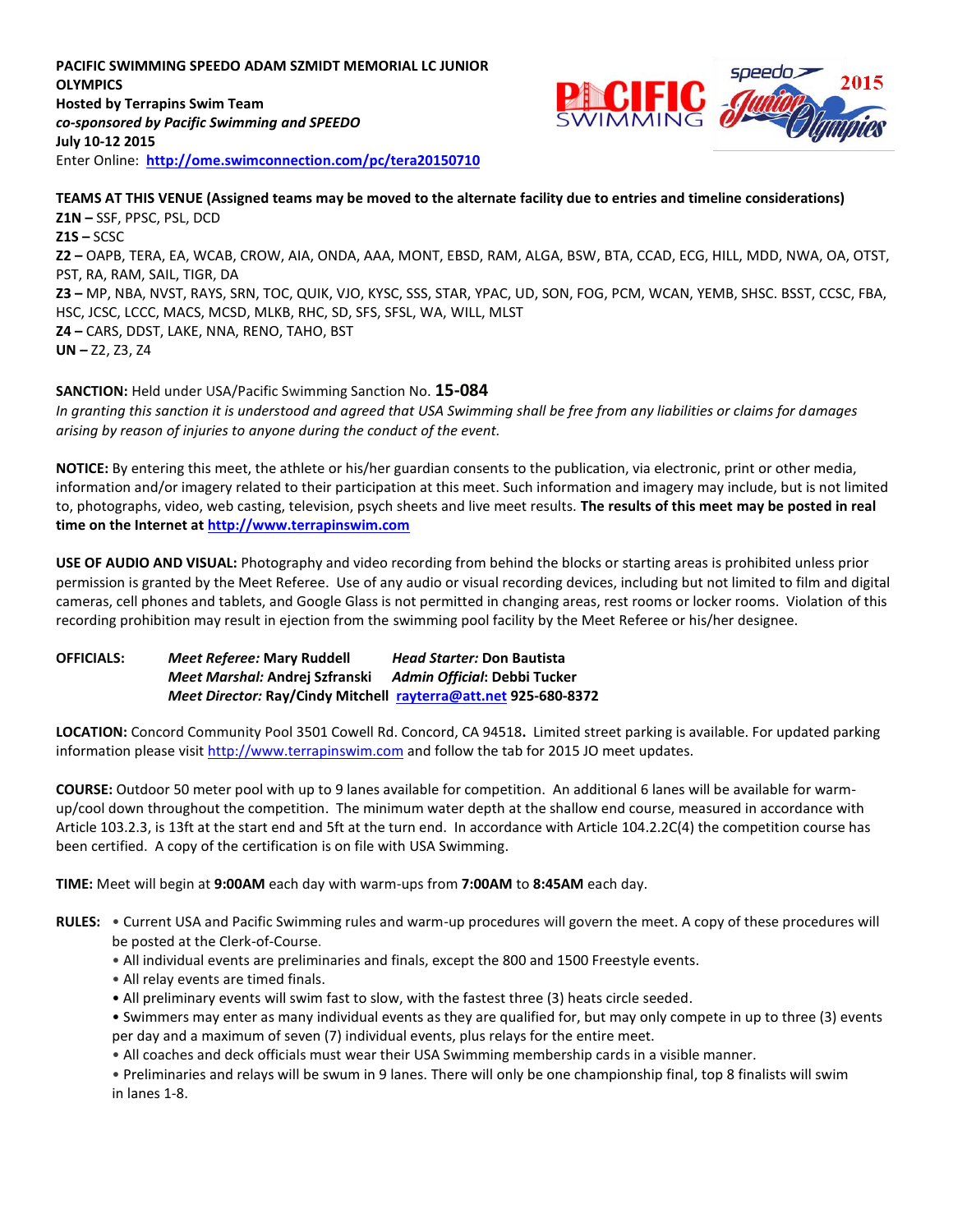**PACIFIC SWIMMING SPEEDO ADAM SZMIDT MEMORIAL LC JUNIOR OLYMPICS**
**Hosted by Terrapins Swim Team**
***co-sponsored by Pacific Swimming and SPEEDO***
**July 10-12 2015**
Enter Online: **http://ome.swimconnection.com/pc/tera20150710**

**TEAMS AT THIS VENUE (Assigned teams may be moved to the alternate facility due to entries and timeline considerations)**
**Z1N –** SSF, PPSC, PSL, DCD
**Z1S –** SCSC
**Z2 –** OAPB, TERA, EA, WCAB, CROW, AIA, ONDA, AAA, MONT, EBSD, RAM, ALGA, BSW, BTA, CCAD, ECG, HILL, MDD, NWA, OA, OTST, PST, RA, RAM, SAIL, TIGR, DA
**Z3 –** MP, NBA, NVST, RAYS, SRN, TOC, QUIK, VJO, KYSC, SSS, STAR, YPAC, UD, SON, FOG, PCM, WCAN, YEMB, SHSC. BSST, CCSC, FBA, HSC, JCSC, LCCC, MACS, MCSD, MLKB, RHC, SD, SFS, SFSL, WA, WILL, MLST
**Z4 –** CARS, DDST, LAKE, NNA, RENO, TAHO, BST
**UN –** Z2, Z3, Z4

**SANCTION:** Held under USA/Pacific Swimming Sanction No. **15-084**
*In granting this sanction it is understood and agreed that USA Swimming shall be free from any liabilities or claims for damages arising by reason of injuries to anyone during the conduct of the event.*

**NOTICE:** By entering this meet, the athlete or his/her guardian consents to the publication, via electronic, print or other media, information and/or imagery related to their participation at this meet. Such information and imagery may include, but is not limited to, photographs, video, web casting, television, psych sheets and live meet results. **The results of this meet may be posted in real time on the Internet at http://www.terrapinswim.com**

**USE OF AUDIO AND VISUAL:** Photography and video recording from behind the blocks or starting areas is prohibited unless prior permission is granted by the Meet Referee. Use of any audio or visual recording devices, including but not limited to film and digital cameras, cell phones and tablets, and Google Glass is not permitted in changing areas, rest rooms or locker rooms. Violation of this recording prohibition may result in ejection from the swimming pool facility by the Meet Referee or his/her designee.

**OFFICIALS:**
*Meet Referee:* **Mary Ruddell** *Head Starter:* **Don Bautista**
*Meet Marshal:* **Andrej Szfranski** *Admin Official*: **Debbi Tucker**
*Meet Director:* **Ray/Cindy Mitchell rayterra@att.net 925-680-8372**

**LOCATION:** Concord Community Pool 3501 Cowell Rd. Concord, CA 94518**.** Limited street parking is available. For updated parking information please visit http://www.terrapinswim.com and follow the tab for 2015 JO meet updates.

**COURSE:** Outdoor 50 meter pool with up to 9 lanes available for competition. An additional 6 lanes will be available for warm-up/cool down throughout the competition. The minimum water depth at the shallow end course, measured in accordance with Article 103.2.3, is 13ft at the start end and 5ft at the turn end. In accordance with Article 104.2.2C(4) the competition course has been certified. A copy of the certification is on file with USA Swimming.

**TIME:** Meet will begin at **9:00AM** each day with warm-ups from **7:00AM** to **8:45AM** each day.

**RULES:**
- Current USA and Pacific Swimming rules and warm-up procedures will govern the meet. A copy of these procedures will be posted at the Clerk-of-Course.
- All individual events are preliminaries and finals, except the 800 and 1500 Freestyle events.
- All relay events are timed finals.
- All preliminary events will swim fast to slow, with the fastest three (3) heats circle seeded.
- Swimmers may enter as many individual events as they are qualified for, but may only compete in up to three (3) events per day and a maximum of seven (7) individual events, plus relays for the entire meet.
- All coaches and deck officials must wear their USA Swimming membership cards in a visible manner.
- Preliminaries and relays will be swum in 9 lanes. There will only be one championship final, top 8 finalists will swim in lanes 1-8.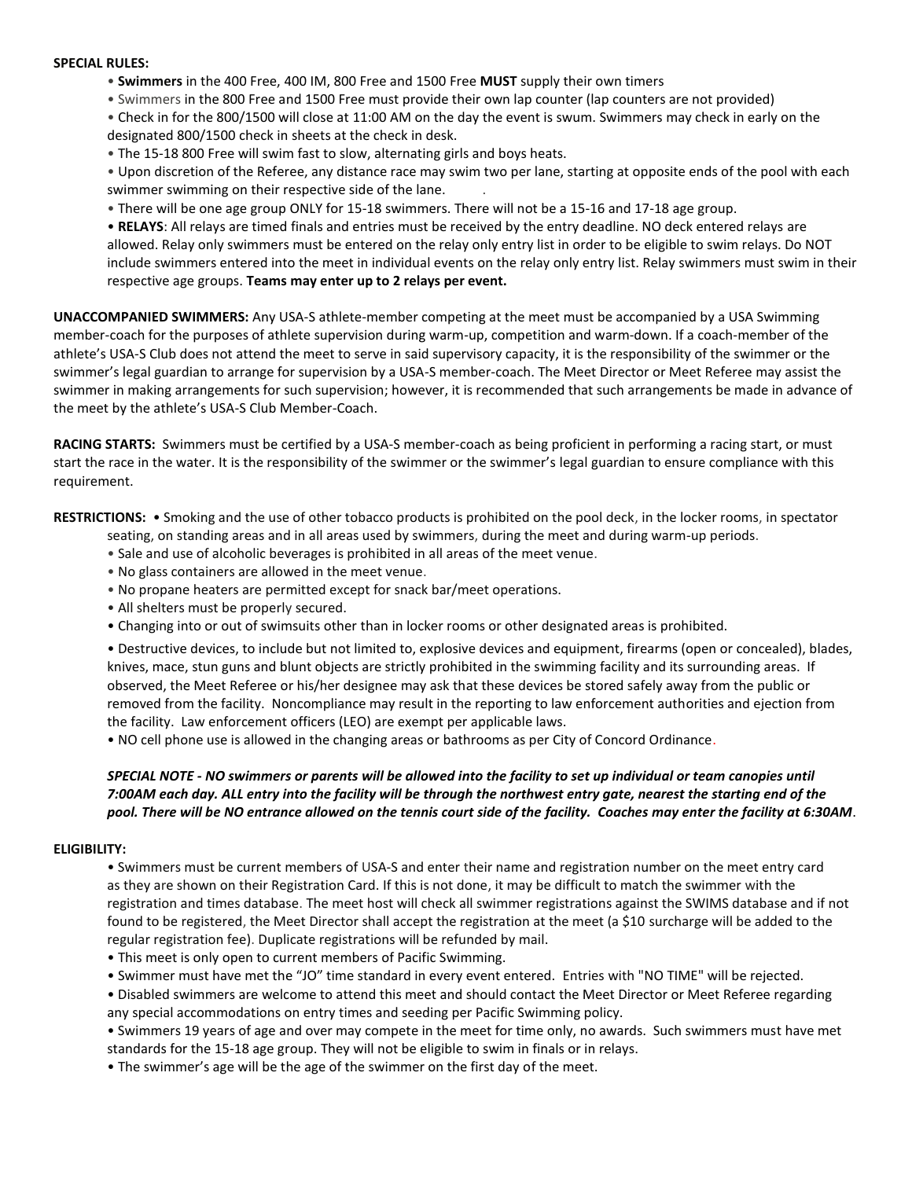**SPECIAL RULES:**

- **Swimmers** in the 400 Free, 400 IM, 800 Free and 1500 Free **MUST** supply their own timers
- Swimmers in the 800 Free and 1500 Free must provide their own lap counter (lap counters are not provided)
- Check in for the 800/1500 will close at 11:00 AM on the day the event is swum. Swimmers may check in early on the designated 800/1500 check in sheets at the check in desk.
- The 15-18 800 Free will swim fast to slow, alternating girls and boys heats.
- Upon discretion of the Referee, any distance race may swim two per lane, starting at opposite ends of the pool with each swimmer swimming on their respective side of the lane.
- There will be one age group ONLY for 15-18 swimmers. There will not be a 15-16 and 17-18 age group.
- **RELAYS**: All relays are timed finals and entries must be received by the entry deadline. NO deck entered relays are allowed. Relay only swimmers must be entered on the relay only entry list in order to be eligible to swim relays. Do NOT include swimmers entered into the meet in individual events on the relay only entry list. Relay swimmers must swim in their respective age groups. **Teams may enter up to 2 relays per event.**

**UNACCOMPANIED SWIMMERS:** Any USA-S athlete-member competing at the meet must be accompanied by a USA Swimming member-coach for the purposes of athlete supervision during warm-up, competition and warm-down. If a coach-member of the athlete's USA-S Club does not attend the meet to serve in said supervisory capacity, it is the responsibility of the swimmer or the swimmer's legal guardian to arrange for supervision by a USA-S member-coach. The Meet Director or Meet Referee may assist the swimmer in making arrangements for such supervision; however, it is recommended that such arrangements be made in advance of the meet by the athlete's USA-S Club Member-Coach.

**RACING STARTS:** Swimmers must be certified by a USA-S member-coach as being proficient in performing a racing start, or must start the race in the water. It is the responsibility of the swimmer or the swimmer's legal guardian to ensure compliance with this requirement.

**RESTRICTIONS:**

- Smoking and the use of other tobacco products is prohibited on the pool deck, in the locker rooms, in spectator seating, on standing areas and in all areas used by swimmers, during the meet and during warm-up periods.
- Sale and use of alcoholic beverages is prohibited in all areas of the meet venue.
- No glass containers are allowed in the meet venue.
- No propane heaters are permitted except for snack bar/meet operations.
- All shelters must be properly secured.
- Changing into or out of swimsuits other than in locker rooms or other designated areas is prohibited.
- Destructive devices, to include but not limited to, explosive devices and equipment, firearms (open or concealed), blades, knives, mace, stun guns and blunt objects are strictly prohibited in the swimming facility and its surrounding areas. If observed, the Meet Referee or his/her designee may ask that these devices be stored safely away from the public or removed from the facility. Noncompliance may result in the reporting to law enforcement authorities and ejection from the facility. Law enforcement officers (LEO) are exempt per applicable laws.
- NO cell phone use is allowed in the changing areas or bathrooms as per City of Concord Ordinance.

***SPECIAL NOTE - NO swimmers or parents will be allowed into the facility to set up individual or team canopies until 7:00AM each day. ALL entry into the facility will be through the northwest entry gate, nearest the starting end of the pool. There will be NO entrance allowed on the tennis court side of the facility. Coaches may enter the facility at 6:30AM.***

**ELIGIBILITY:**

- Swimmers must be current members of USA-S and enter their name and registration number on the meet entry card as they are shown on their Registration Card. If this is not done, it may be difficult to match the swimmer with the registration and times database. The meet host will check all swimmer registrations against the SWIMS database and if not found to be registered, the Meet Director shall accept the registration at the meet (a $10 surcharge will be added to the regular registration fee). Duplicate registrations will be refunded by mail.
- This meet is only open to current members of Pacific Swimming.
- Swimmer must have met the "JO" time standard in every event entered. Entries with "NO TIME" will be rejected.
- Disabled swimmers are welcome to attend this meet and should contact the Meet Director or Meet Referee regarding any special accommodations on entry times and seeding per Pacific Swimming policy.
- Swimmers 19 years of age and over may compete in the meet for time only, no awards. Such swimmers must have met standards for the 15-18 age group. They will not be eligible to swim in finals or in relays.
- The swimmer's age will be the age of the swimmer on the first day of the meet.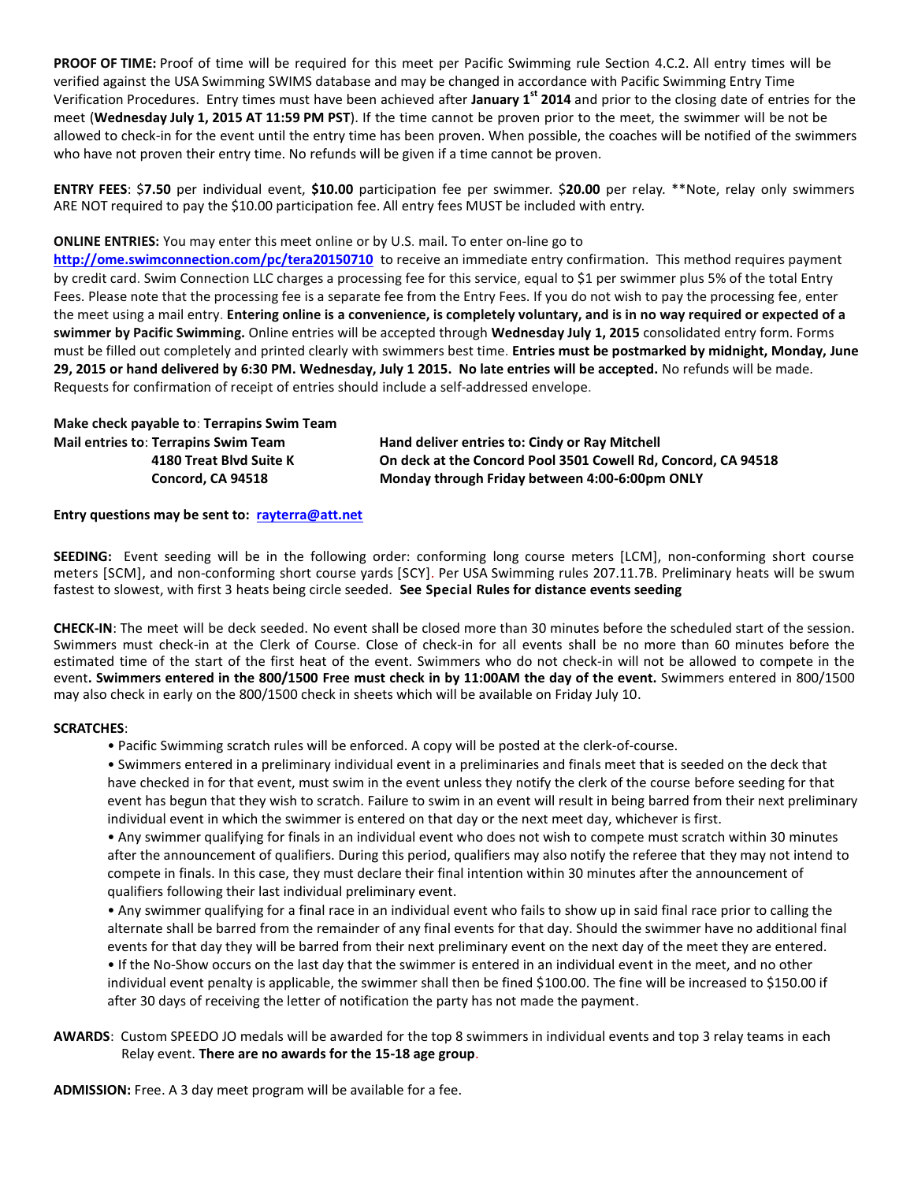**PROOF OF TIME:** Proof of time will be required for this meet per Pacific Swimming rule Section 4.C.2. All entry times will be verified against the USA Swimming SWIMS database and may be changed in accordance with Pacific Swimming Entry Time Verification Procedures. Entry times must have been achieved after **January 1st 2014** and prior to the closing date of entries for the meet (**Wednesday July 1, 2015 AT 11:59 PM PST**). If the time cannot be proven prior to the meet, the swimmer will be not be allowed to check-in for the event until the entry time has been proven. When possible, the coaches will be notified of the swimmers who have not proven their entry time. No refunds will be given if a time cannot be proven.

**ENTRY FEES**: $**7.50** per individual event, **$10.00** participation fee per swimmer. $**20.00** per relay. **Note, relay only swimmers ARE NOT required to pay the $10.00 participation fee. All entry fees MUST be included with entry.

**ONLINE ENTRIES:** You may enter this meet online or by U.S. mail. To enter on-line go to **http://ome.swimconnection.com/pc/tera20150710** to receive an immediate entry confirmation. This method requires payment by credit card. Swim Connection LLC charges a processing fee for this service, equal to $1 per swimmer plus 5% of the total Entry Fees. Please note that the processing fee is a separate fee from the Entry Fees. If you do not wish to pay the processing fee, enter the meet using a mail entry. **Entering online is a convenience, is completely voluntary, and is in no way required or expected of a swimmer by Pacific Swimming.** Online entries will be accepted through **Wednesday July 1, 2015** consolidated entry form. Forms must be filled out completely and printed clearly with swimmers best time. **Entries must be postmarked by midnight, Monday, June 29, 2015 or hand delivered by 6:30 PM. Wednesday, July 1 2015. No late entries will be accepted.** No refunds will be made. Requests for confirmation of receipt of entries should include a self-addressed envelope.

**Make check payable to**: **Terrapins Swim Team**

**Mail entries to**: **Terrapins Swim Team**
**4180 Treat Blvd Suite K**
**Concord, CA 94518**

**Hand deliver entries to: Cindy or Ray Mitchell**
**On deck at the Concord Pool 3501 Cowell Rd, Concord, CA 94518**
**Monday through Friday between 4:00-6:00pm ONLY**

**Entry questions may be sent to: rayterra@att.net**

**SEEDING:** Event seeding will be in the following order: conforming long course meters [LCM], non-conforming short course meters [SCM], and non-conforming short course yards [SCY]. Per USA Swimming rules 207.11.7B. Preliminary heats will be swum fastest to slowest, with first 3 heats being circle seeded. **See Special Rules for distance events seeding**

**CHECK-IN**: The meet will be deck seeded. No event shall be closed more than 30 minutes before the scheduled start of the session. Swimmers must check-in at the Clerk of Course. Close of check-in for all events shall be no more than 60 minutes before the estimated time of the start of the first heat of the event. Swimmers who do not check-in will not be allowed to compete in the event**. Swimmers entered in the 800/1500 Free must check in by 11:00AM the day of the event.** Swimmers entered in 800/1500 may also check in early on the 800/1500 check in sheets which will be available on Friday July 10.

**SCRATCHES**:

- Pacific Swimming scratch rules will be enforced. A copy will be posted at the clerk-of-course.
- Swimmers entered in a preliminary individual event in a preliminaries and finals meet that is seeded on the deck that have checked in for that event, must swim in the event unless they notify the clerk of the course before seeding for that event has begun that they wish to scratch. Failure to swim in an event will result in being barred from their next preliminary individual event in which the swimmer is entered on that day or the next meet day, whichever is first.
- Any swimmer qualifying for finals in an individual event who does not wish to compete must scratch within 30 minutes after the announcement of qualifiers. During this period, qualifiers may also notify the referee that they may not intend to compete in finals. In this case, they must declare their final intention within 30 minutes after the announcement of qualifiers following their last individual preliminary event.
- Any swimmer qualifying for a final race in an individual event who fails to show up in said final race prior to calling the alternate shall be barred from the remainder of any final events for that day. Should the swimmer have no additional final events for that day they will be barred from their next preliminary event on the next day of the meet they are entered.
- If the No-Show occurs on the last day that the swimmer is entered in an individual event in the meet, and no other individual event penalty is applicable, the swimmer shall then be fined $100.00. The fine will be increased to $150.00 if after 30 days of receiving the letter of notification the party has not made the payment.

**AWARDS**: Custom SPEEDO JO medals will be awarded for the top 8 swimmers in individual events and top 3 relay teams in each Relay event. **There are no awards for the 15-18 age group**.

**ADMISSION:** Free. A 3 day meet program will be available for a fee.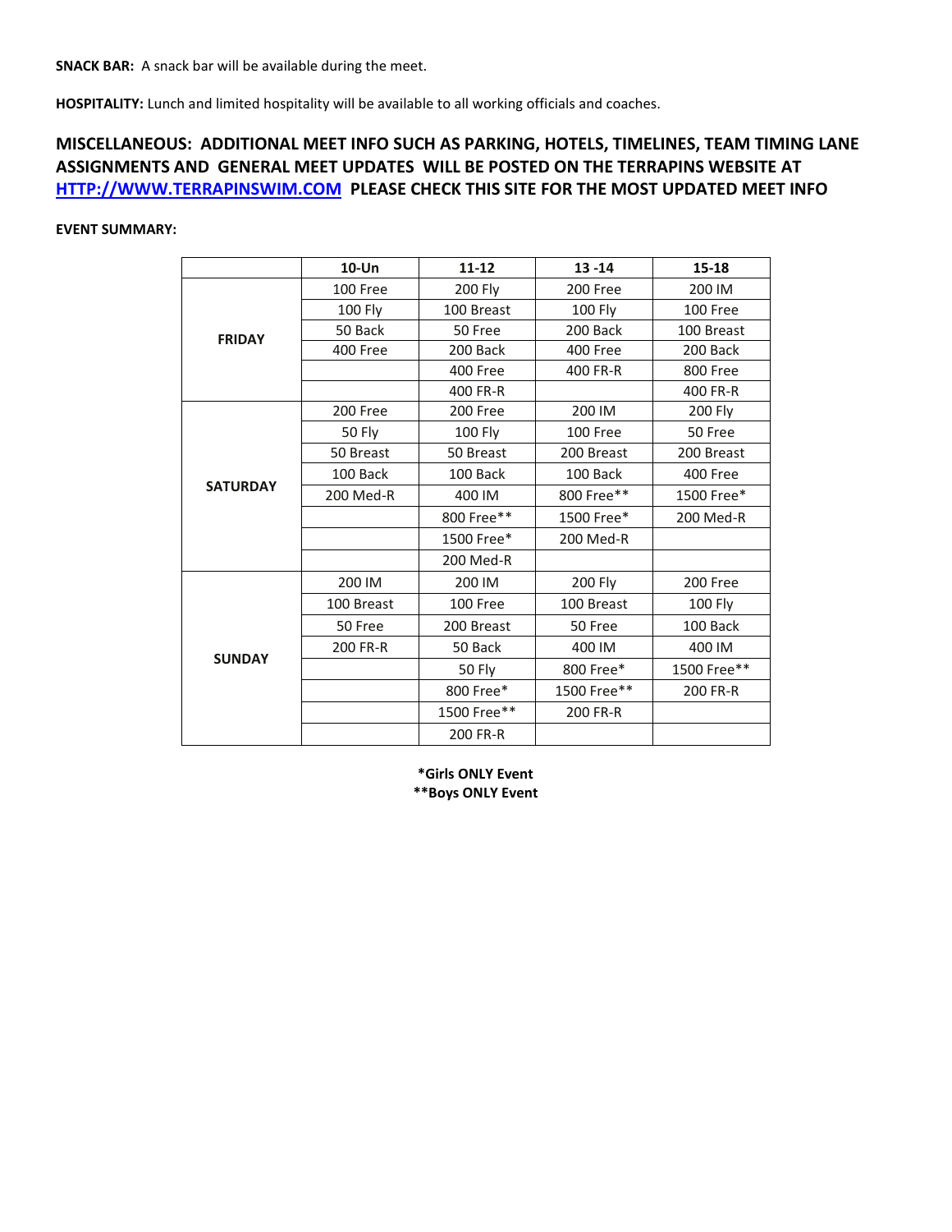**SNACK BAR:** A snack bar will be available during the meet.

**HOSPITALITY:** Lunch and limited hospitality will be available to all working officials and coaches.

## MISCELLANEOUS: ADDITIONAL MEET INFO SUCH AS PARKING, HOTELS, TIMELINES, TEAM TIMING LANE ASSIGNMENTS AND GENERAL MEET UPDATES WILL BE POSTED ON THE TERRAPINS WEBSITE AT [HTTP://WWW.TERRAPINSWIM.COM](http://www.terrapinswim.com) PLEASE CHECK THIS SITE FOR THE MOST UPDATED MEET INFO

**EVENT SUMMARY:**

| | 10-Un | 11-12 | 13 -14 | 15-18 |
|---|---|---|---|---|
| **FRIDAY** | 100 Free | 200 Fly | 200 Free | 200 IM |
| | 100 Fly | 100 Breast | 100 Fly | 100 Free |
| | 50 Back | 50 Free | 200 Back | 100 Breast |
| | 400 Free | 200 Back | 400 Free | 200 Back |
| | | 400 Free | 400 FR-R | 800 Free |
| | | 400 FR-R | | 400 FR-R |
| **SATURDAY** | 200 Free | 200 Free | 200 IM | 200 Fly |
| | 50 Fly | 100 Fly | 100 Free | 50 Free |
| | 50 Breast | 50 Breast | 200 Breast | 200 Breast |
| | 100 Back | 100 Back | 100 Back | 400 Free |
| | 200 Med-R | 400 IM | 800 Free** | 1500 Free* |
| | | 800 Free** | 1500 Free* | 200 Med-R |
| | | 1500 Free* | 200 Med-R | |
| | | 200 Med-R | | |
| **SUNDAY** | 200 IM | 200 IM | 200 Fly | 200 Free |
| | 100 Breast | 100 Free | 100 Breast | 100 Fly |
| | 50 Free | 200 Breast | 50 Free | 100 Back |
| | 200 FR-R | 50 Back | 400 IM | 400 IM |
| | | 50 Fly | 800 Free* | 1500 Free** |
| | | 800 Free* | 1500 Free** | 200 FR-R |
| | | 1500 Free** | 200 FR-R | |
| | | 200 FR-R | | |

**\*Girls ONLY Event**
**\*\*Boys ONLY Event**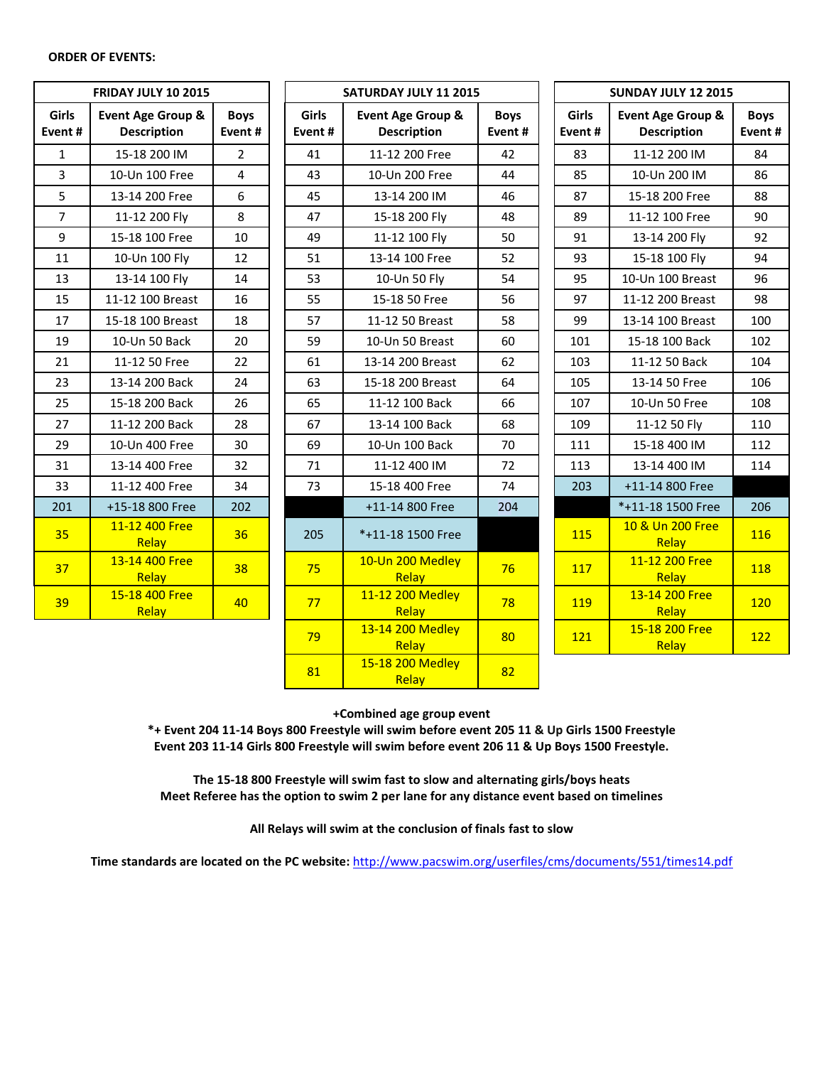**ORDER OF EVENTS:**

| FRIDAY JULY 10 2015 | | |
|---|---|---|
| **Girls Event #** | **Event Age Group & Description** | **Boys Event #** |
| 1 | 15-18 200 IM | 2 |
| 3 | 10-Un 100 Free | 4 |
| 5 | 13-14 200 Free | 6 |
| 7 | 11-12 200 Fly | 8 |
| 9 | 15-18 100 Free | 10 |
| 11 | 10-Un 100 Fly | 12 |
| 13 | 13-14 100 Fly | 14 |
| 15 | 11-12 100 Breast | 16 |
| 17 | 15-18 100 Breast | 18 |
| 19 | 10-Un 50 Back | 20 |
| 21 | 11-12 50 Free | 22 |
| 23 | 13-14 200 Back | 24 |
| 25 | 15-18 200 Back | 26 |
| 27 | 11-12 200 Back | 28 |
| 29 | 10-Un 400 Free | 30 |
| 31 | 13-14 400 Free | 32 |
| 33 | 11-12 400 Free | 34 |
| 201 | +15-18 800 Free | 202 |
| 35 | 11-12 400 Free Relay | 36 |
| 37 | 13-14 400 Free Relay | 38 |
| 39 | 15-18 400 Free Relay | 40 |

| SATURDAY JULY 11 2015 | | |
|---|---|---|
| **Girls Event #** | **Event Age Group & Description** | **Boys Event #** |
| 41 | 11-12 200 Free | 42 |
| 43 | 10-Un 200 Free | 44 |
| 45 | 13-14 200 IM | 46 |
| 47 | 15-18 200 Fly | 48 |
| 49 | 11-12 100 Fly | 50 |
| 51 | 13-14 100 Free | 52 |
| 53 | 10-Un 50 Fly | 54 |
| 55 | 15-18 50 Free | 56 |
| 57 | 11-12 50 Breast | 58 |
| 59 | 10-Un 50 Breast | 60 |
| 61 | 13-14 200 Breast | 62 |
| 63 | 15-18 200 Breast | 64 |
| 65 | 11-12 100 Back | 66 |
| 67 | 13-14 100 Back | 68 |
| 69 | 10-Un 100 Back | 70 |
| 71 | 11-12 400 IM | 72 |
| 73 | 15-18 400 Free | 74 |
| | +11-14 800 Free | 204 |
| 205 | *+11-18 1500 Free | |
| 75 | 10-Un 200 Medley Relay | 76 |
| 77 | 11-12 200 Medley Relay | 78 |
| 79 | 13-14 200 Medley Relay | 80 |
| 81 | 15-18 200 Medley Relay | 82 |

| SUNDAY JULY 12 2015 | | |
|---|---|---|
| **Girls Event #** | **Event Age Group & Description** | **Boys Event #** |
| 83 | 11-12 200 IM | 84 |
| 85 | 10-Un 200 IM | 86 |
| 87 | 15-18 200 Free | 88 |
| 89 | 11-12 100 Free | 90 |
| 91 | 13-14 200 Fly | 92 |
| 93 | 15-18 100 Fly | 94 |
| 95 | 10-Un 100 Breast | 96 |
| 97 | 11-12 200 Breast | 98 |
| 99 | 13-14 100 Breast | 100 |
| 101 | 15-18 100 Back | 102 |
| 103 | 11-12 50 Back | 104 |
| 105 | 13-14 50 Free | 106 |
| 107 | 10-Un 50 Free | 108 |
| 109 | 11-12 50 Fly | 110 |
| 111 | 15-18 400 IM | 112 |
| 113 | 13-14 400 IM | 114 |
| 203 | +11-14 800 Free | |
| | *+11-18 1500 Free | 206 |
| 115 | 10 & Un 200 Free Relay | 116 |
| 117 | 11-12 200 Free Relay | 118 |
| 119 | 13-14 200 Free Relay | 120 |
| 121 | 15-18 200 Free Relay | 122 |

**+Combined age group event**

**\*+ Event 204 11-14 Boys 800 Freestyle will swim before event 205 11 & Up Girls 1500 Freestyle**
**Event 203 11-14 Girls 800 Freestyle will swim before event 206 11 & Up Boys 1500 Freestyle.**

**The 15-18 800 Freestyle will swim fast to slow and alternating girls/boys heats**
**Meet Referee has the option to swim 2 per lane for any distance event based on timelines**

**All Relays will swim at the conclusion of finals fast to slow**

**Time standards are located on the PC website:** http://www.pacswim.org/userfiles/cms/documents/551/times14.pdf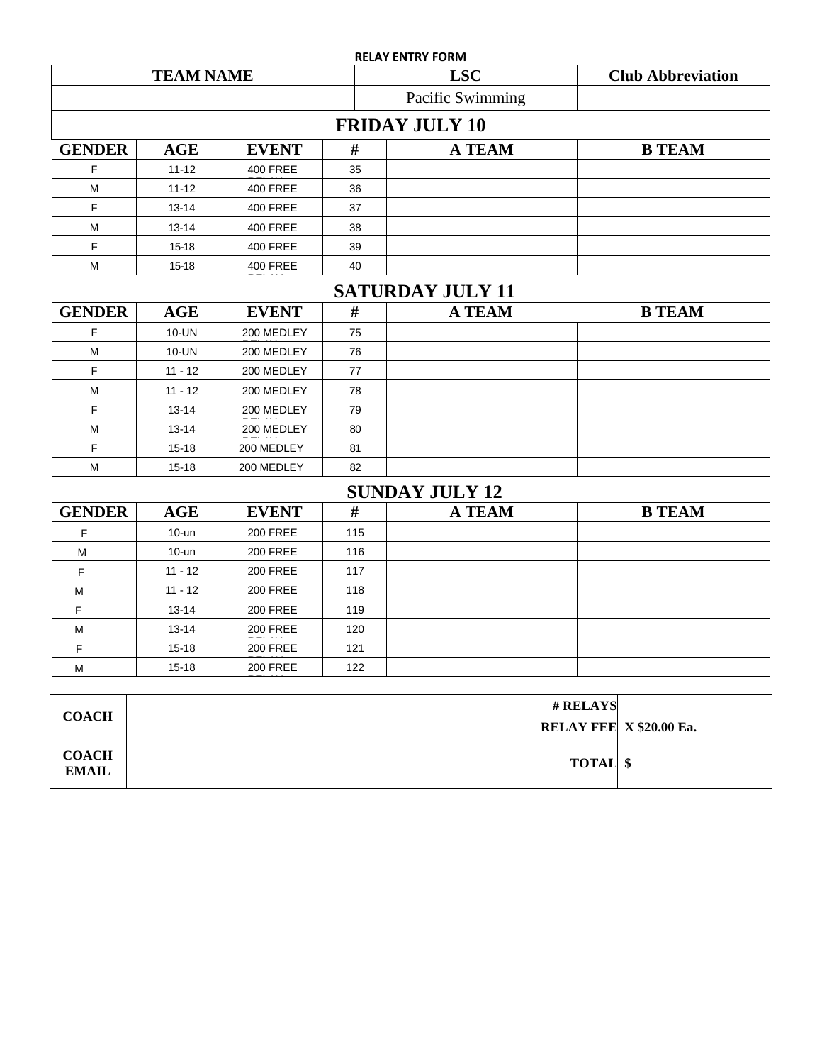**RELAY ENTRY FORM**

| TEAM NAME | LSC | Club Abbreviation |
|---|---|---|
| | Pacific Swimming | |

## FRIDAY JULY 10

| GENDER | AGE | EVENT | # | A TEAM | B TEAM |
|---|---|---|---|---|---|
| F | 11-12 | 400 FREE | 35 | | |
| M | 11-12 | 400 FREE | 36 | | |
| F | 13-14 | 400 FREE | 37 | | |
| M | 13-14 | 400 FREE | 38 | | |
| F | 15-18 | 400 FREE | 39 | | |
| M | 15-18 | 400 FREE | 40 | | |

## SATURDAY JULY 11

| GENDER | AGE | EVENT | # | A TEAM | B TEAM |
|---|---|---|---|---|---|
| F | 10-UN | 200 MEDLEY | 75 | | |
| M | 10-UN | 200 MEDLEY | 76 | | |
| F | 11 - 12 | 200 MEDLEY | 77 | | |
| M | 11 - 12 | 200 MEDLEY | 78 | | |
| F | 13-14 | 200 MEDLEY | 79 | | |
| M | 13-14 | 200 MEDLEY | 80 | | |
| F | 15-18 | 200 MEDLEY | 81 | | |
| M | 15-18 | 200 MEDLEY | 82 | | |

## SUNDAY JULY 12

| GENDER | AGE | EVENT | # | A TEAM | B TEAM |
|---|---|---|---|---|---|
| F | 10-un | 200 FREE | 115 | | |
| M | 10-un | 200 FREE | 116 | | |
| F | 11 - 12 | 200 FREE | 117 | | |
| M | 11 - 12 | 200 FREE | 118 | | |
| F | 13-14 | 200 FREE | 119 | | |
| M | 13-14 | 200 FREE | 120 | | |
| F | 15-18 | 200 FREE | 121 | | |
| M | 15-18 | 200 FREE | 122 | | |

| COACH | | # RELAYS | |
|---|---|---|---|
| | | RELAY FEE | X $20.00 Ea. |
| COACH EMAIL | | TOTAL | $ |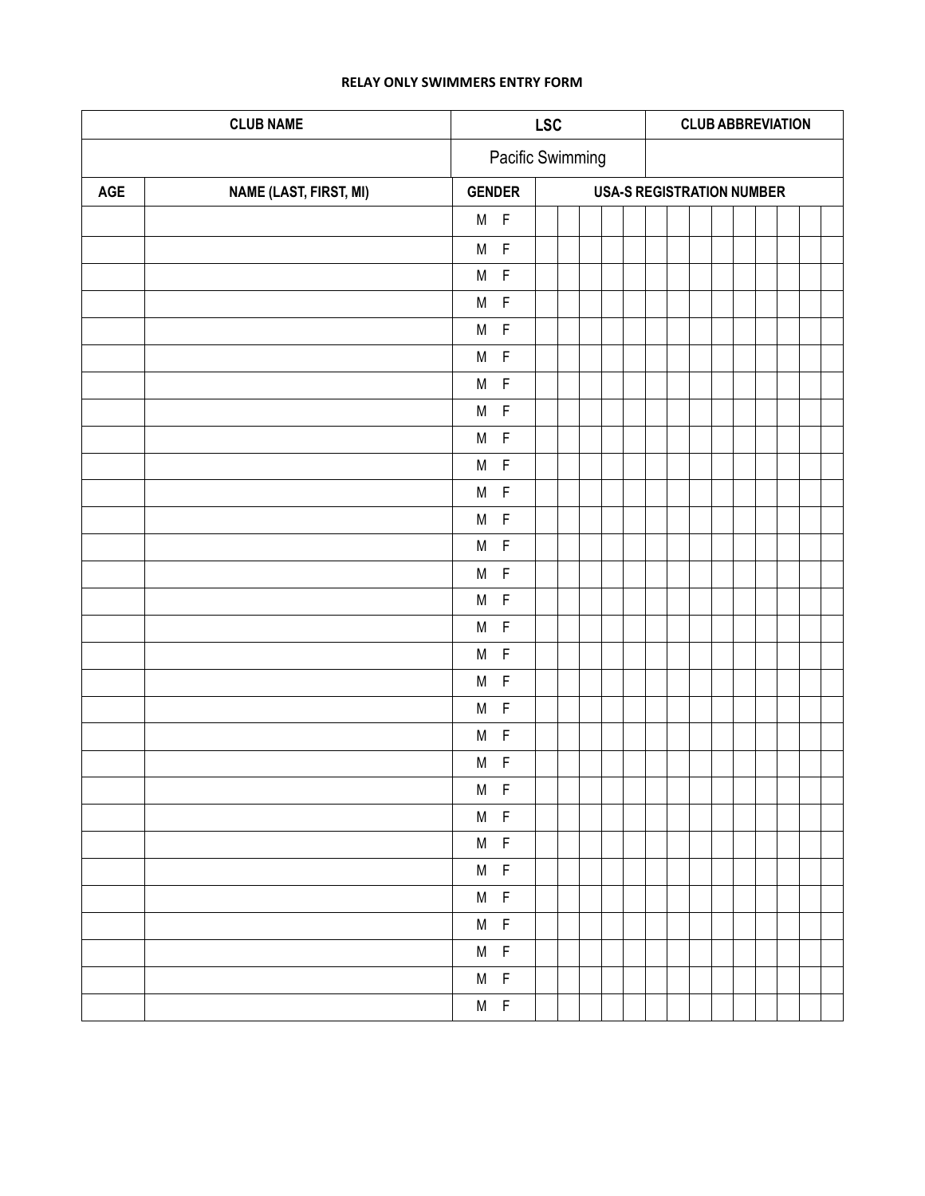**RELAY ONLY SWIMMERS ENTRY FORM**

| CLUB NAME | | LSC | CLUB ABBREVIATION |
|---|---|---|---|
| | | Pacific Swimming | |

| AGE | NAME (LAST, FIRST, MI) | GENDER | USA-S REGISTRATION NUMBER | | | | | | | | | | | | | |
|---|---|---|---|---|---|---|---|---|---|---|---|---|---|---|---|---|
| | | M F | | | | | | | | | | | | | | |
| | | M F | | | | | | | | | | | | | | |
| | | M F | | | | | | | | | | | | | | |
| | | M F | | | | | | | | | | | | | | |
| | | M F | | | | | | | | | | | | | | |
| | | M F | | | | | | | | | | | | | | |
| | | M F | | | | | | | | | | | | | | |
| | | M F | | | | | | | | | | | | | | |
| | | M F | | | | | | | | | | | | | | |
| | | M F | | | | | | | | | | | | | | |
| | | M F | | | | | | | | | | | | | | |
| | | M F | | | | | | | | | | | | | | |
| | | M F | | | | | | | | | | | | | | |
| | | M F | | | | | | | | | | | | | | |
| | | M F | | | | | | | | | | | | | | |
| | | M F | | | | | | | | | | | | | | |
| | | M F | | | | | | | | | | | | | | |
| | | M F | | | | | | | | | | | | | | |
| | | M F | | | | | | | | | | | | | | |
| | | M F | | | | | | | | | | | | | | |
| | | M F | | | | | | | | | | | | | | |
| | | M F | | | | | | | | | | | | | | |
| | | M F | | | | | | | | | | | | | | |
| | | M F | | | | | | | | | | | | | | |
| | | M F | | | | | | | | | | | | | | |
| | | M F | | | | | | | | | | | | | | |
| | | M F | | | | | | | | | | | | | | |
| | | M F | | | | | | | | | | | | | | |
| | | M F | | | | | | | | | | | | | | |
| | | M F | | | | | | | | | | | | | | |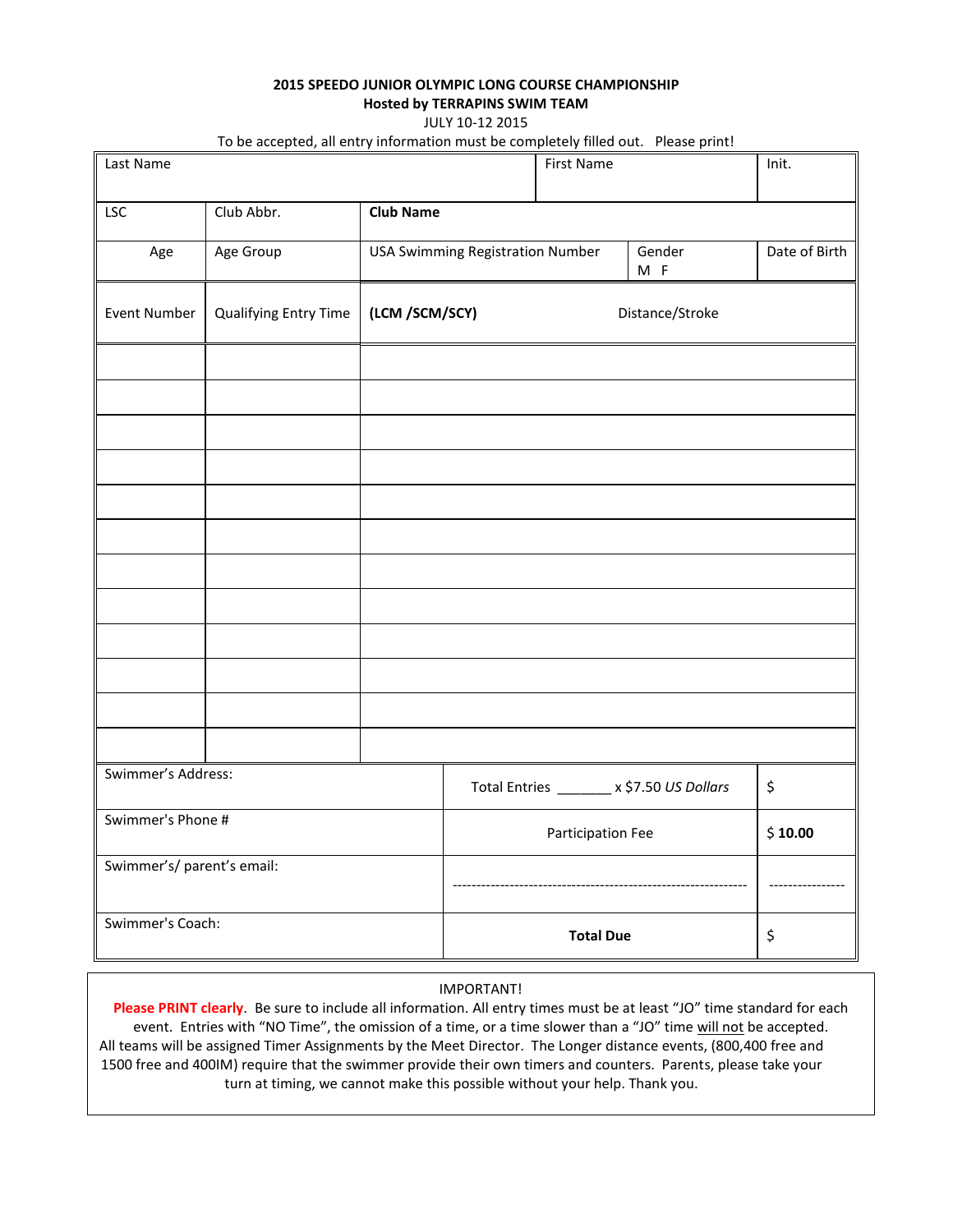**2015 SPEEDO JUNIOR OLYMPIC LONG COURSE CHAMPIONSHIP**
**Hosted by TERRAPINS SWIM TEAM**
JULY 10-12 2015

To be accepted, all entry information must be completely filled out. Please print!

| Last Name | | | First Name | | Init. |
|---|---|---|---|---|---|
| LSC | Club Abbr. | **Club Name** | | | |
| Age | Age Group | USA Swimming Registration Number | | Gender M F | Date of Birth |

| Event Number | Qualifying Entry Time | **(LCM /SCM/SCY)** Distance/Stroke |
|---|---|---|
| | | |
| | | |
| | | |
| | | |
| | | |
| | | |
| | | |
| | | |
| | | |
| | | |
| | | |
| | | |

| | | |
|---|---|---|
| Swimmer's Address: | Total Entries _______ x $7.50 *US Dollars* | $ |
| Swimmer's Phone # | Participation Fee | $ **10.00** |
| Swimmer's/ parent's email: | ------------------------------------------------------------- | ---------------- |
| Swimmer's Coach: | **Total Due** | $ |

IMPORTANT!

**Please PRINT clearly**. Be sure to include all information. All entry times must be at least "JO" time standard for each event. Entries with "NO Time", the omission of a time, or a time slower than a "JO" time will not be accepted. All teams will be assigned Timer Assignments by the Meet Director. The Longer distance events, (800,400 free and 1500 free and 400IM) require that the swimmer provide their own timers and counters. Parents, please take your turn at timing, we cannot make this possible without your help. Thank you.